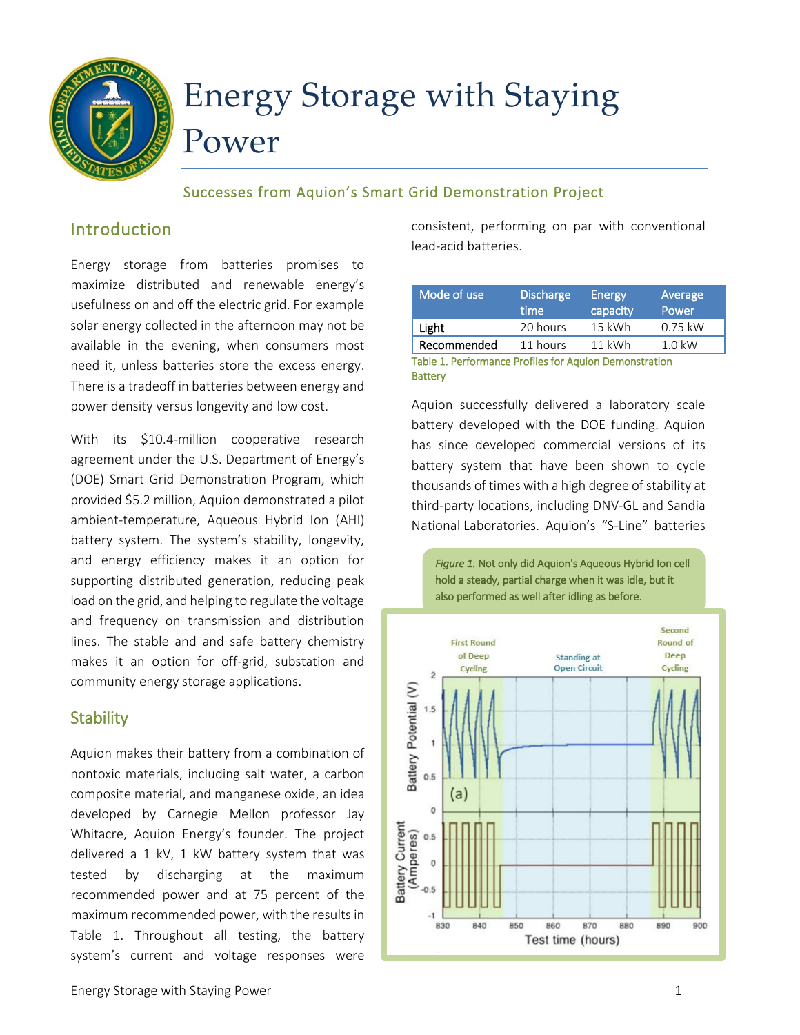# Energy Storage with Staying Power

## Successes from Aquion's Smart Grid Demonstration Project

## Introduction

Energy storage from batteries promises to maximize distributed and renewable energy's usefulness on and off the electric grid. For example solar energy collected in the afternoon may not be available in the evening, when consumers most need it, unless batteries store the excess energy. There is a tradeoff in batteries between energy and power density versus longevity and low cost.

With its $10.4-million cooperative research agreement under the U.S. Department of Energy's (DOE) Smart Grid Demonstration Program, which provided $5.2 million, Aquion demonstrated a pilot ambient-temperature, Aqueous Hybrid Ion (AHI) battery system. The system's stability, longevity, and energy efficiency makes it an option for supporting distributed generation, reducing peak load on the grid, and helping to regulate the voltage and frequency on transmission and distribution lines. The stable and and safe battery chemistry makes it an option for off-grid, substation and community energy storage applications.

## Stability

Aquion makes their battery from a combination of nontoxic materials, including salt water, a carbon composite material, and manganese oxide, an idea developed by Carnegie Mellon professor Jay Whitacre, Aquion Energy's founder. The project delivered a 1 kV, 1 kW battery system that was tested by discharging at the maximum recommended power and at 75 percent of the maximum recommended power, with the results in Table 1. Throughout all testing, the battery system's current and voltage responses were consistent, performing on par with conventional lead-acid batteries.

| Mode of use | Discharge time | Energy capacity | Average Power |
|---|---|---|---|
| **Light** | 20 hours | 15 kWh | 0.75 kW |
| **Recommended** | 11 hours | 11 kWh | 1.0 kW |

Table 1. Performance Profiles for Aquion Demonstration Battery

Aquion successfully delivered a laboratory scale battery developed with the DOE funding. Aquion has since developed commercial versions of its battery system that have been shown to cycle thousands of times with a high degree of stability at third-party locations, including DNV-GL and Sandia National Laboratories. Aquion's "S-Line" batteries

*Figure 1.* Not only did Aquion's Aqueous Hybrid Ion cell hold a steady, partial charge when it was idle, but it also performed as well after idling as before.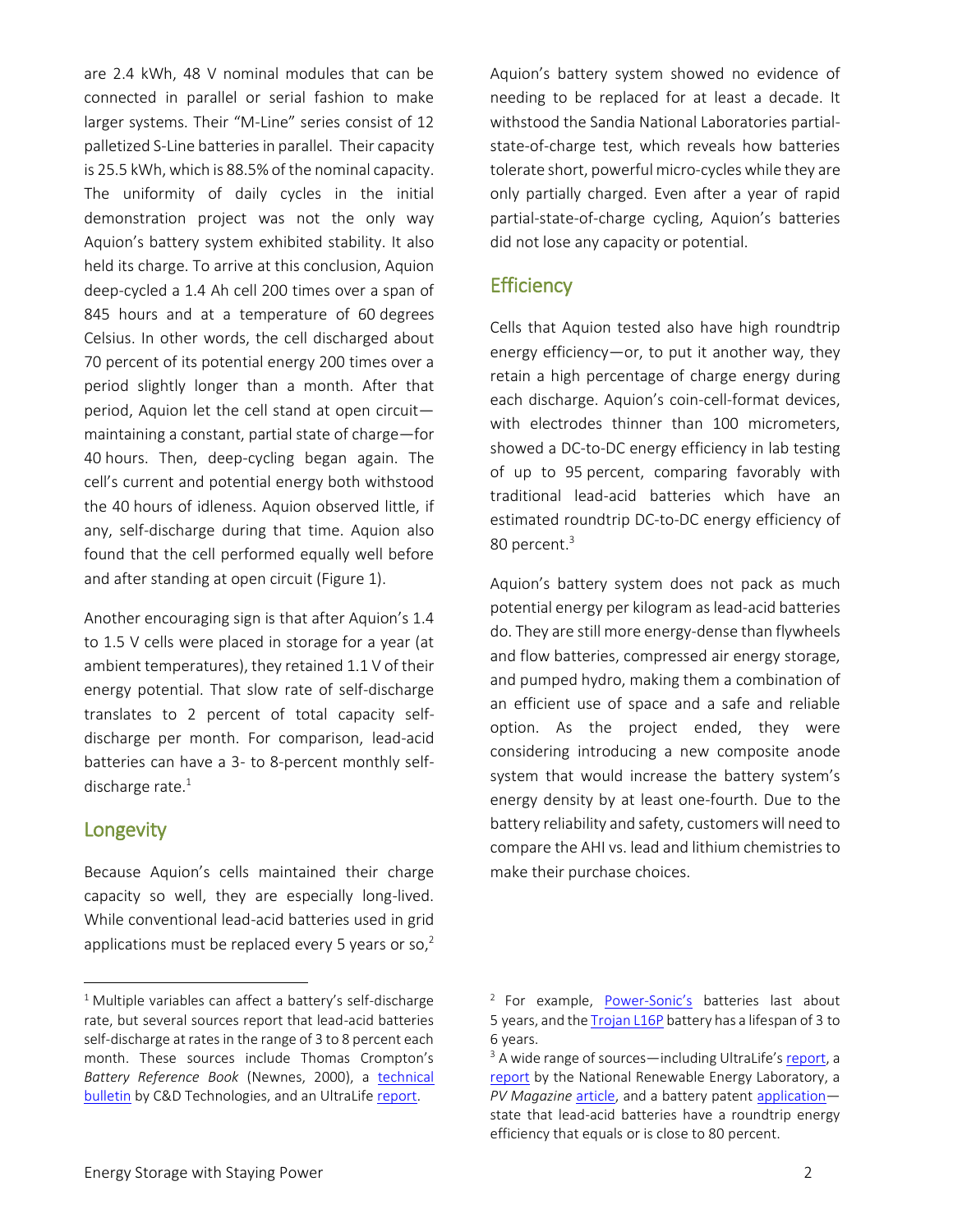are 2.4 kWh, 48 V nominal modules that can be connected in parallel or serial fashion to make larger systems. Their "M-Line" series consist of 12 palletized S-Line batteries in parallel. Their capacity is 25.5 kWh, which is 88.5% of the nominal capacity. The uniformity of daily cycles in the initial demonstration project was not the only way Aquion's battery system exhibited stability. It also held its charge. To arrive at this conclusion, Aquion deep-cycled a 1.4 Ah cell 200 times over a span of 845 hours and at a temperature of 60 degrees Celsius. In other words, the cell discharged about 70 percent of its potential energy 200 times over a period slightly longer than a month. After that period, Aquion let the cell stand at open circuit—maintaining a constant, partial state of charge—for 40 hours. Then, deep-cycling began again. The cell's current and potential energy both withstood the 40 hours of idleness. Aquion observed little, if any, self-discharge during that time. Aquion also found that the cell performed equally well before and after standing at open circuit (Figure 1).

Another encouraging sign is that after Aquion's 1.4 to 1.5 V cells were placed in storage for a year (at ambient temperatures), they retained 1.1 V of their energy potential. That slow rate of self-discharge translates to 2 percent of total capacity self-discharge per month. For comparison, lead-acid batteries can have a 3- to 8-percent monthly self-discharge rate.[1]

## Longevity

Because Aquion's cells maintained their charge capacity so well, they are especially long-lived. While conventional lead-acid batteries used in grid applications must be replaced every 5 years or so,[2] Aquion's battery system showed no evidence of needing to be replaced for at least a decade. It withstood the Sandia National Laboratories partial-state-of-charge test, which reveals how batteries tolerate short, powerful micro-cycles while they are only partially charged. Even after a year of rapid partial-state-of-charge cycling, Aquion's batteries did not lose any capacity or potential.

## Efficiency

Cells that Aquion tested also have high roundtrip energy efficiency—or, to put it another way, they retain a high percentage of charge energy during each discharge. Aquion's coin-cell-format devices, with electrodes thinner than 100 micrometers, showed a DC-to-DC energy efficiency in lab testing of up to 95 percent, comparing favorably with traditional lead-acid batteries which have an estimated roundtrip DC-to-DC energy efficiency of 80 percent.[3]

Aquion's battery system does not pack as much potential energy per kilogram as lead-acid batteries do. They are still more energy-dense than flywheels and flow batteries, compressed air energy storage, and pumped hydro, making them a combination of an efficient use of space and a safe and reliable option. As the project ended, they were considering introducing a new composite anode system that would increase the battery system's energy density by at least one-fourth. Due to the battery reliability and safety, customers will need to compare the AHI vs. lead and lithium chemistries to make their purchase choices.

---

[1] Multiple variables can affect a battery's self-discharge rate, but several sources report that lead-acid batteries self-discharge at rates in the range of 3 to 8 percent each month. These sources include Thomas Crompton's *Battery Reference Book* (Newnes, 2000), a technical bulletin by C&D Technologies, and an UltraLife report.

[2] For example, Power-Sonic's batteries last about 5 years, and the Trojan L16P battery has a lifespan of 3 to 6 years.

[3] A wide range of sources—including UltraLife's report, a report by the National Renewable Energy Laboratory, a *PV Magazine* article, and a battery patent application—state that lead-acid batteries have a roundtrip energy efficiency that equals or is close to 80 percent.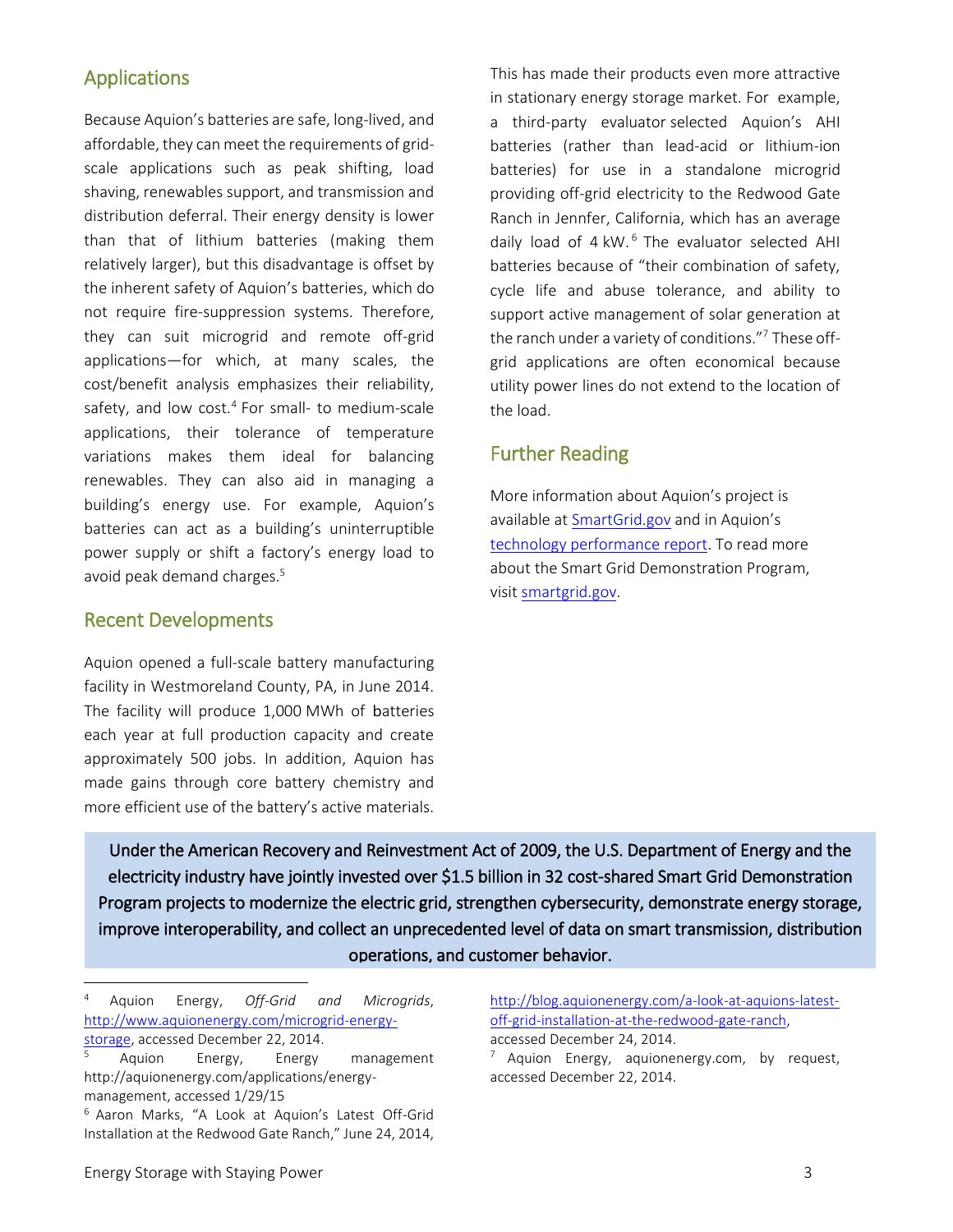## Applications

Because Aquion's batteries are safe, long-lived, and affordable, they can meet the requirements of grid-scale applications such as peak shifting, load shaving, renewables support, and transmission and distribution deferral. Their energy density is lower than that of lithium batteries (making them relatively larger), but this disadvantage is offset by the inherent safety of Aquion's batteries, which do not require fire-suppression systems. Therefore, they can suit microgrid and remote off-grid applications—for which, at many scales, the cost/benefit analysis emphasizes their reliability, safety, and low cost.[4] For small- to medium-scale applications, their tolerance of temperature variations makes them ideal for balancing renewables. They can also aid in managing a building's energy use. For example, Aquion's batteries can act as a building's uninterruptible power supply or shift a factory's energy load to avoid peak demand charges.[5]

## Recent Developments

Aquion opened a full-scale battery manufacturing facility in Westmoreland County, PA, in June 2014. The facility will produce 1,000 MWh of batteries each year at full production capacity and create approximately 500 jobs. In addition, Aquion has made gains through core battery chemistry and more efficient use of the battery's active materials. This has made their products even more attractive in stationary energy storage market. For example, a third-party evaluator selected Aquion's AHI batteries (rather than lead-acid or lithium-ion batteries) for use in a standalone microgrid providing off-grid electricity to the Redwood Gate Ranch in Jennfer, California, which has an average daily load of 4 kW.[6] The evaluator selected AHI batteries because of "their combination of safety, cycle life and abuse tolerance, and ability to support active management of solar generation at the ranch under a variety of conditions."[7] These off-grid applications are often economical because utility power lines do not extend to the location of the load.

## Further Reading

More information about Aquion's project is available at SmartGrid.gov and in Aquion's technology performance report. To read more about the Smart Grid Demonstration Program, visit smartgrid.gov.

**Under the American Recovery and Reinvestment Act of 2009, the U.S. Department of Energy and the electricity industry have jointly invested over $1.5 billion in 32 cost-shared Smart Grid Demonstration Program projects to modernize the electric grid, strengthen cybersecurity, demonstrate energy storage, improve interoperability, and collect an unprecedented level of data on smart transmission, distribution operations, and customer behavior.**

---

[4] Aquion Energy, *Off-Grid and Microgrids*, http://www.aquionenergy.com/microgrid-energy-storage, accessed December 22, 2014.

[5] Aquion Energy, Energy management http://aquionenergy.com/applications/energy-management, accessed 1/29/15

[6] Aaron Marks, "A Look at Aquion's Latest Off-Grid Installation at the Redwood Gate Ranch," June 24, 2014, http://blog.aquionenergy.com/a-look-at-aquions-latest-off-grid-installation-at-the-redwood-gate-ranch, accessed December 24, 2014.

[7] Aquion Energy, aquionenergy.com, by request, accessed December 22, 2014.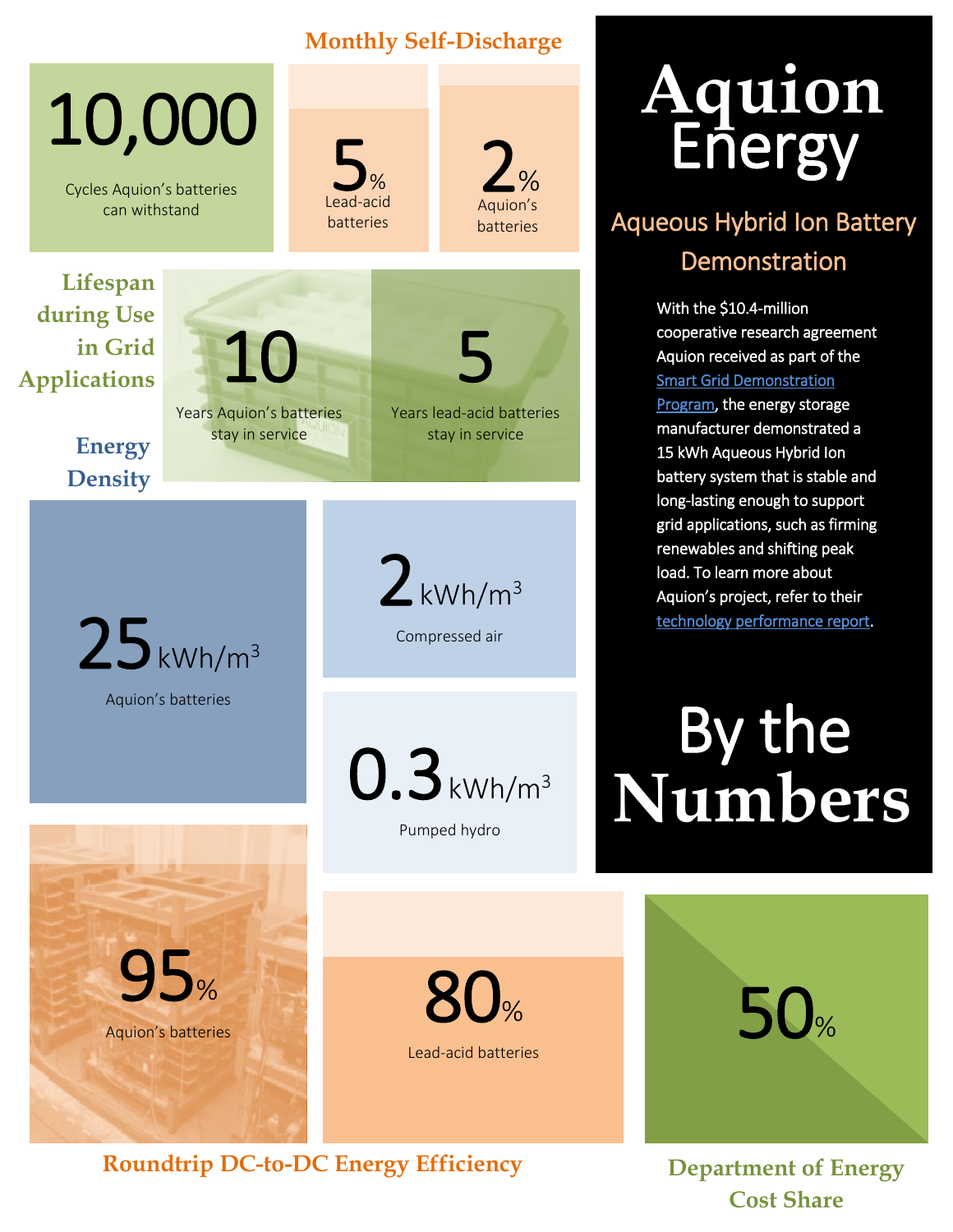# Aquion Energy

## Aqueous Hybrid Ion Battery Demonstration

With the $10.4-million cooperative research agreement Aquion received as part of the Smart Grid Demonstration Program, the energy storage manufacturer demonstrated a 15 kWh Aqueous Hybrid Ion battery system that is stable and long-lasting enough to support grid applications, such as firming renewables and shifting peak load. To learn more about Aquion's project, refer to their technology performance report.

# By the Numbers

**10,000**
Cycles Aquion's batteries can withstand

### Monthly Self-Discharge

**5%**
Lead-acid batteries

**2%**
Aquion's batteries

### Lifespan during Use in Grid Applications

**10**
Years Aquion's batteries stay in service

**5**
Years lead-acid batteries stay in service

### Energy Density

**25 kWh/m$^3$**
Aquion's batteries

**2 kWh/m$^3$**
Compressed air

**0.3 kWh/m$^3$**
Pumped hydro

### Roundtrip DC-to-DC Energy Efficiency

**95%**
Aquion's batteries

**80%**
Lead-acid batteries

### Department of Energy Cost Share

**50%**